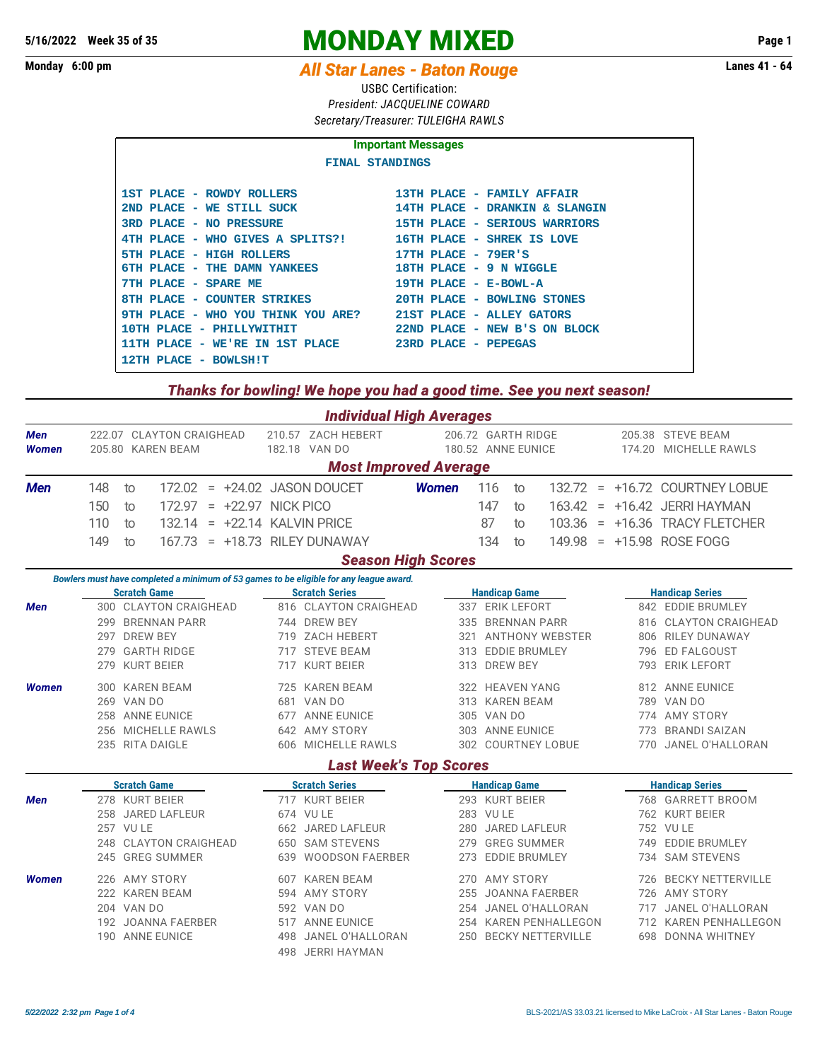5/16/2022 Week 35 of 35

# MONDAY MIXED

Monday 6:00 pm

## All Star Lanes - Baton Rouge

Lanes 41 - 64

USBC Certification:
*President: JACQUELINE COWARD*
*Secretary/Treasurer: TULEIGHA RAWLS*

**Important Messages**

FINAL STANDINGS

| | |
|---|---|
| 1ST PLACE - ROWDY ROLLERS | 13TH PLACE - FAMILY AFFAIR |
| 2ND PLACE - WE STILL SUCK | 14TH PLACE - DRANKIN & SLANGIN |
| 3RD PLACE - NO PRESSURE | 15TH PLACE - SERIOUS WARRIORS |
| 4TH PLACE - WHO GIVES A SPLITS?! | 16TH PLACE - SHREK IS LOVE |
| 5TH PLACE - HIGH ROLLERS | 17TH PLACE - 79ER'S |
| 6TH PLACE - THE DAMN YANKEES | 18TH PLACE - 9 N WIGGLE |
| 7TH PLACE - SPARE ME | 19TH PLACE - E-BOWL-A |
| 8TH PLACE - COUNTER STRIKES | 20TH PLACE - BOWLING STONES |
| 9TH PLACE - WHO YOU THINK YOU ARE? | 21ST PLACE - ALLEY GATORS |
| 10TH PLACE - PHILLYWITHIT | 22ND PLACE - NEW B'S ON BLOCK |
| 11TH PLACE - WE'RE IN 1ST PLACE | 23RD PLACE - PEPEGAS |
| 12TH PLACE - BOWLSH!T | |

*Thanks for bowling! We hope you had a good time. See you next season!*

### Individual High Averages

| | | | | |
|---|---|---|---|---|
| **Men** | 222.07 CLAYTON CRAIGHEAD | 210.57 ZACH HEBERT | 206.72 GARTH RIDGE | 205.38 STEVE BEAM |
| **Women** | 205.80 KAREN BEAM | 182.18 VAN DO | 180.52 ANNE EUNICE | 174.20 MICHELLE RAWLS |

### Most Improved Average

| Men | | | | | Women | | | | |
|---|---|---|---|---|---|---|---|---|---|
| 148 to 172.02 | = +24.02 | JASON DOUCET | | | 116 to 132.72 | = +16.72 | COURTNEY LOBUE | | |
| 150 to 172.97 | = +22.97 | NICK PICO | | | 147 to 163.42 | = +16.42 | JERRI HAYMAN | | |
| 110 to 132.14 | = +22.14 | KALVIN PRICE | | | 87 to 103.36 | = +16.36 | TRACY FLETCHER | | |
| 149 to 167.73 | = +18.73 | RILEY DUNAWAY | | | 134 to 149.98 | = +15.98 | ROSE FOGG | | |

### Season High Scores

*Bowlers must have completed a minimum of 53 games to be eligible for any league award.*

| | Scratch Game | Scratch Series | Handicap Game | Handicap Series |
|---|---|---|---|---|
| **Men** | 300 CLAYTON CRAIGHEAD | 816 CLAYTON CRAIGHEAD | 337 ERIK LEFORT | 842 EDDIE BRUMLEY |
| | 299 BRENNAN PARR | 744 DREW BEY | 335 BRENNAN PARR | 816 CLAYTON CRAIGHEAD |
| | 297 DREW BEY | 719 ZACH HEBERT | 321 ANTHONY WEBSTER | 806 RILEY DUNAWAY |
| | 279 GARTH RIDGE | 717 STEVE BEAM | 313 EDDIE BRUMLEY | 796 ED FALGOUST |
| | 279 KURT BEIER | 717 KURT BEIER | 313 DREW BEY | 793 ERIK LEFORT |
| **Women** | 300 KAREN BEAM | 725 KAREN BEAM | 322 HEAVEN YANG | 812 ANNE EUNICE |
| | 269 VAN DO | 681 VAN DO | 313 KAREN BEAM | 789 VAN DO |
| | 258 ANNE EUNICE | 677 ANNE EUNICE | 305 VAN DO | 774 AMY STORY |
| | 256 MICHELLE RAWLS | 642 AMY STORY | 303 ANNE EUNICE | 773 BRANDI SAIZAN |
| | 235 RITA DAIGLE | 606 MICHELLE RAWLS | 302 COURTNEY LOBUE | 770 JANEL O'HALLORAN |

### Last Week's Top Scores

| | Scratch Game | Scratch Series | Handicap Game | Handicap Series |
|---|---|---|---|---|
| **Men** | 278 KURT BEIER | 717 KURT BEIER | 293 KURT BEIER | 768 GARRETT BROOM |
| | 258 JARED LAFLEUR | 674 VU LE | 283 VU LE | 762 KURT BEIER |
| | 257 VU LE | 662 JARED LAFLEUR | 280 JARED LAFLEUR | 752 VU LE |
| | 248 CLAYTON CRAIGHEAD | 650 SAM STEVENS | 279 GREG SUMMER | 749 EDDIE BRUMLEY |
| | 245 GREG SUMMER | 639 WOODSON FAERBER | 273 EDDIE BRUMLEY | 734 SAM STEVENS |
| **Women** | 226 AMY STORY | 607 KAREN BEAM | 270 AMY STORY | 726 BECKY NETTERVILLE |
| | 222 KAREN BEAM | 594 AMY STORY | 255 JOANNA FAERBER | 726 AMY STORY |
| | 204 VAN DO | 592 VAN DO | 254 JANEL O'HALLORAN | 717 JANEL O'HALLORAN |
| | 192 JOANNA FAERBER | 517 ANNE EUNICE | 254 KAREN PENHALLEGON | 712 KAREN PENHALLEGON |
| | 190 ANNE EUNICE | 498 JANEL O'HALLORAN | 250 BECKY NETTERVILLE | 698 DONNA WHITNEY |
| | | 498 JERRI HAYMAN | | |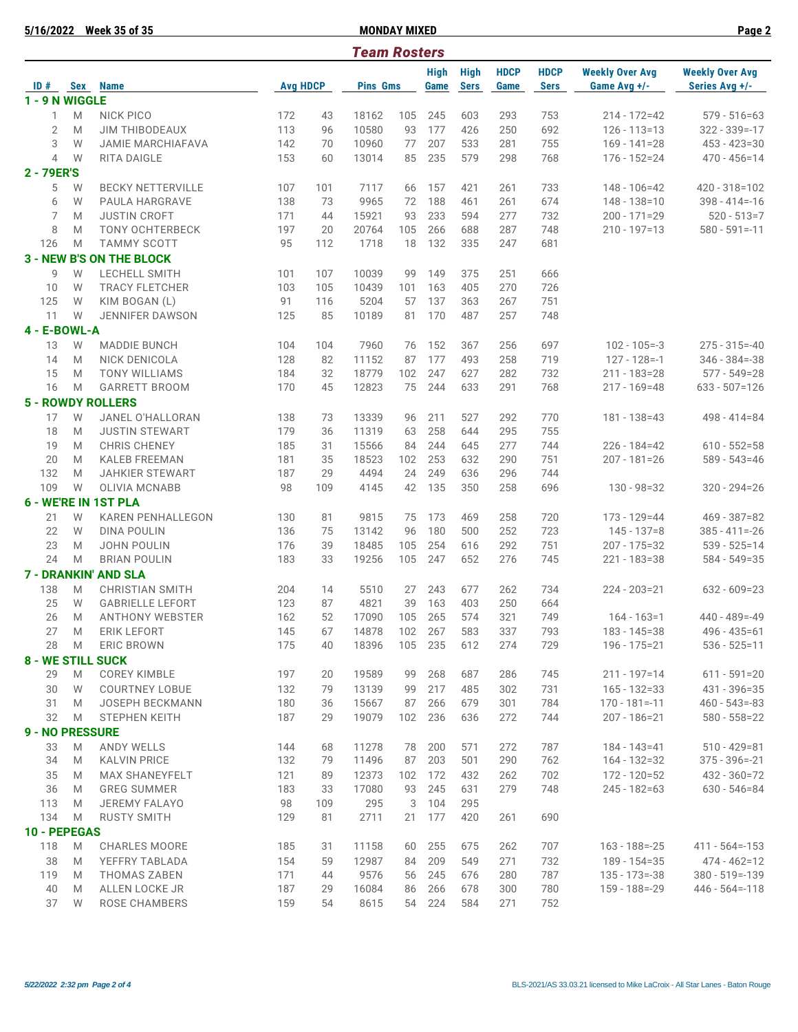5/16/2022 Week 35 of 35 — MONDAY MIXED

## Team Rosters

| ID # | Sex | Name | Avg | HDCP | Pins | Gms | High Game | High Sers | HDCP Game | HDCP Sers | Weekly Over Avg Game Avg +/- | Weekly Over Avg Series Avg +/- |
|---|---|---|---|---|---|---|---|---|---|---|---|---|
| **1 - 9 N WIGGLE** | | | | | | | | | | | | |
| 1 | M | NICK PICO | 172 | 43 | 18162 | 105 | 245 | 603 | 293 | 753 | 214 - 172=42 | 579 - 516=63 |
| 2 | M | JIM THIBODEAUX | 113 | 96 | 10580 | 93 | 177 | 426 | 250 | 692 | 126 - 113=13 | 322 - 339=-17 |
| 3 | W | JAMIE MARCHIAFAVA | 142 | 70 | 10960 | 77 | 207 | 533 | 281 | 755 | 169 - 141=28 | 453 - 423=30 |
| 4 | W | RITA DAIGLE | 153 | 60 | 13014 | 85 | 235 | 579 | 298 | 768 | 176 - 152=24 | 470 - 456=14 |
| **2 - 79ER'S** | | | | | | | | | | | | |
| 5 | W | BECKY NETTERVILLE | 107 | 101 | 7117 | 66 | 157 | 421 | 261 | 733 | 148 - 106=42 | 420 - 318=102 |
| 6 | W | PAULA HARGRAVE | 138 | 73 | 9965 | 72 | 188 | 461 | 261 | 674 | 148 - 138=10 | 398 - 414=-16 |
| 7 | M | JUSTIN CROFT | 171 | 44 | 15921 | 93 | 233 | 594 | 277 | 732 | 200 - 171=29 | 520 - 513=7 |
| 8 | M | TONY OCHTERBECK | 197 | 20 | 20764 | 105 | 266 | 688 | 287 | 748 | 210 - 197=13 | 580 - 591=-11 |
| 126 | M | TAMMY SCOTT | 95 | 112 | 1718 | 18 | 132 | 335 | 247 | 681 | | |
| **3 - NEW B'S ON THE BLOCK** | | | | | | | | | | | | |
| 9 | W | LECHELL SMITH | 101 | 107 | 10039 | 99 | 149 | 375 | 251 | 666 | | |
| 10 | W | TRACY FLETCHER | 103 | 105 | 10439 | 101 | 163 | 405 | 270 | 726 | | |
| 125 | W | KIM BOGAN (L) | 91 | 116 | 5204 | 57 | 137 | 363 | 267 | 751 | | |
| 11 | W | JENNIFER DAWSON | 125 | 85 | 10189 | 81 | 170 | 487 | 257 | 748 | | |
| **4 - E-BOWL-A** | | | | | | | | | | | | |
| 13 | W | MADDIE BUNCH | 104 | 104 | 7960 | 76 | 152 | 367 | 256 | 697 | 102 - 105=-3 | 275 - 315=-40 |
| 14 | M | NICK DENICOLA | 128 | 82 | 11152 | 87 | 177 | 493 | 258 | 719 | 127 - 128=-1 | 346 - 384=-38 |
| 15 | M | TONY WILLIAMS | 184 | 32 | 18779 | 102 | 247 | 627 | 282 | 732 | 211 - 183=28 | 577 - 549=28 |
| 16 | M | GARRETT BROOM | 170 | 45 | 12823 | 75 | 244 | 633 | 291 | 768 | 217 - 169=48 | 633 - 507=126 |
| **5 - ROWDY ROLLERS** | | | | | | | | | | | | |
| 17 | W | JANEL O'HALLORAN | 138 | 73 | 13339 | 96 | 211 | 527 | 292 | 770 | 181 - 138=43 | 498 - 414=84 |
| 18 | M | JUSTIN STEWART | 179 | 36 | 11319 | 63 | 258 | 644 | 295 | 755 | | |
| 19 | M | CHRIS CHENEY | 185 | 31 | 15566 | 84 | 244 | 645 | 277 | 744 | 226 - 184=42 | 610 - 552=58 |
| 20 | M | KALEB FREEMAN | 181 | 35 | 18523 | 102 | 253 | 632 | 290 | 751 | 207 - 181=26 | 589 - 543=46 |
| 132 | M | JAHKIER STEWART | 187 | 29 | 4494 | 24 | 249 | 636 | 296 | 744 | | |
| 109 | W | OLIVIA MCNABB | 98 | 109 | 4145 | 42 | 135 | 350 | 258 | 696 | 130 - 98=32 | 320 - 294=26 |
| **6 - WE'RE IN 1ST PLA** | | | | | | | | | | | | |
| 21 | W | KAREN PENHALLEGON | 130 | 81 | 9815 | 75 | 173 | 469 | 258 | 720 | 173 - 129=44 | 469 - 387=82 |
| 22 | W | DINA POULIN | 136 | 75 | 13142 | 96 | 180 | 500 | 252 | 723 | 145 - 137=8 | 385 - 411=-26 |
| 23 | M | JOHN POULIN | 176 | 39 | 18485 | 105 | 254 | 616 | 292 | 751 | 207 - 175=32 | 539 - 525=14 |
| 24 | M | BRIAN POULIN | 183 | 33 | 19256 | 105 | 247 | 652 | 276 | 745 | 221 - 183=38 | 584 - 549=35 |
| **7 - DRANKIN' AND SLA** | | | | | | | | | | | | |
| 138 | M | CHRISTIAN SMITH | 204 | 14 | 5510 | 27 | 243 | 677 | 262 | 734 | 224 - 203=21 | 632 - 609=23 |
| 25 | W | GABRIELLE LEFORT | 123 | 87 | 4821 | 39 | 163 | 403 | 250 | 664 | | |
| 26 | M | ANTHONY WEBSTER | 162 | 52 | 17090 | 105 | 265 | 574 | 321 | 749 | 164 - 163=1 | 440 - 489=-49 |
| 27 | M | ERIK LEFORT | 145 | 67 | 14878 | 102 | 267 | 583 | 337 | 793 | 183 - 145=38 | 496 - 435=61 |
| 28 | M | ERIC BROWN | 175 | 40 | 18396 | 105 | 235 | 612 | 274 | 729 | 196 - 175=21 | 536 - 525=11 |
| **8 - WE STILL SUCK** | | | | | | | | | | | | |
| 29 | M | COREY KIMBLE | 197 | 20 | 19589 | 99 | 268 | 687 | 286 | 745 | 211 - 197=14 | 611 - 591=20 |
| 30 | W | COURTNEY LOBUE | 132 | 79 | 13139 | 99 | 217 | 485 | 302 | 731 | 165 - 132=33 | 431 - 396=35 |
| 31 | M | JOSEPH BECKMANN | 180 | 36 | 15667 | 87 | 266 | 679 | 301 | 784 | 170 - 181=-11 | 460 - 543=-83 |
| 32 | M | STEPHEN KEITH | 187 | 29 | 19079 | 102 | 236 | 636 | 272 | 744 | 207 - 186=21 | 580 - 558=22 |
| **9 - NO PRESSURE** | | | | | | | | | | | | |
| 33 | M | ANDY WELLS | 144 | 68 | 11278 | 78 | 200 | 571 | 272 | 787 | 184 - 143=41 | 510 - 429=81 |
| 34 | M | KALVIN PRICE | 132 | 79 | 11496 | 87 | 203 | 501 | 290 | 762 | 164 - 132=32 | 375 - 396=-21 |
| 35 | M | MAX SHANEYFELT | 121 | 89 | 12373 | 102 | 172 | 432 | 262 | 702 | 172 - 120=52 | 432 - 360=72 |
| 36 | M | GREG SUMMER | 183 | 33 | 17080 | 93 | 245 | 631 | 279 | 748 | 245 - 182=63 | 630 - 546=84 |
| 113 | M | JEREMY FALAYO | 98 | 109 | 295 | 3 | 104 | 295 | | | | |
| 134 | M | RUSTY SMITH | 129 | 81 | 2711 | 21 | 177 | 420 | 261 | 690 | | |
| **10 - PEPEGAS** | | | | | | | | | | | | |
| 118 | M | CHARLES MOORE | 185 | 31 | 11158 | 60 | 255 | 675 | 262 | 707 | 163 - 188=-25 | 411 - 564=-153 |
| 38 | M | YEFFRY TABLADA | 154 | 59 | 12987 | 84 | 209 | 549 | 271 | 732 | 189 - 154=35 | 474 - 462=12 |
| 119 | M | THOMAS ZABEN | 171 | 44 | 9576 | 56 | 245 | 676 | 280 | 787 | 135 - 173=-38 | 380 - 519=-139 |
| 40 | M | ALLEN LOCKE JR | 187 | 29 | 16084 | 86 | 266 | 678 | 300 | 780 | 159 - 188=-29 | 446 - 564=-118 |
| 37 | W | ROSE CHAMBERS | 159 | 54 | 8615 | 54 | 224 | 584 | 271 | 752 | | |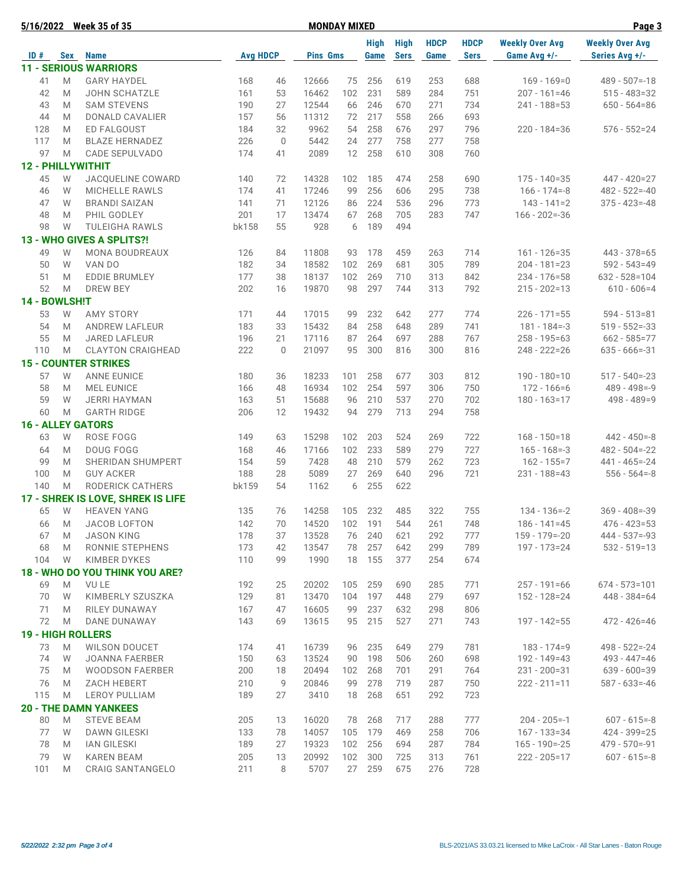**5/16/2022 Week 35 of 35** | **MONDAY MIXED**

| ID # | Sex | Name | Avg | HDCP | Pins | Gms | High Game | High Sers | HDCP Game | HDCP Sers | Weekly Over Avg Game Avg +/- | Weekly Over Avg Series Avg +/- |
|---|---|---|---|---|---|---|---|---|---|---|---|---|
| **11 - SERIOUS WARRIORS** | | | | | | | | | | | | |
| 41 | M | GARY HAYDEL | 168 | 46 | 12666 | 75 | 256 | 619 | 253 | 688 | 169 - 169=0 | 489 - 507=-18 |
| 42 | M | JOHN SCHATZLE | 161 | 53 | 16462 | 102 | 231 | 589 | 284 | 751 | 207 - 161=46 | 515 - 483=32 |
| 43 | M | SAM STEVENS | 190 | 27 | 12544 | 66 | 246 | 670 | 271 | 734 | 241 - 188=53 | 650 - 564=86 |
| 44 | M | DONALD CAVALIER | 157 | 56 | 11312 | 72 | 217 | 558 | 266 | 693 | | |
| 128 | M | ED FALGOUST | 184 | 32 | 9962 | 54 | 258 | 676 | 297 | 796 | 220 - 184=36 | 576 - 552=24 |
| 117 | M | BLAZE HERNADEZ | 226 | 0 | 5442 | 24 | 277 | 758 | 277 | 758 | | |
| 97 | M | CADE SEPULVADO | 174 | 41 | 2089 | 12 | 258 | 610 | 308 | 760 | | |
| **12 - PHILLYWITHIT** | | | | | | | | | | | | |
| 45 | W | JACQUELINE COWARD | 140 | 72 | 14328 | 102 | 185 | 474 | 258 | 690 | 175 - 140=35 | 447 - 420=27 |
| 46 | W | MICHELLE RAWLS | 174 | 41 | 17246 | 99 | 256 | 606 | 295 | 738 | 166 - 174=-8 | 482 - 522=-40 |
| 47 | W | BRANDI SAIZAN | 141 | 71 | 12126 | 86 | 224 | 536 | 296 | 773 | 143 - 141=2 | 375 - 423=-48 |
| 48 | M | PHIL GODLEY | 201 | 17 | 13474 | 67 | 268 | 705 | 283 | 747 | 166 - 202=-36 | |
| 98 | W | TULEIGHA RAWLS | bk158 | 55 | 928 | 6 | 189 | 494 | | | | |
| **13 - WHO GIVES A SPLITS?!** | | | | | | | | | | | | |
| 49 | W | MONA BOUDREAUX | 126 | 84 | 11808 | 93 | 178 | 459 | 263 | 714 | 161 - 126=35 | 443 - 378=65 |
| 50 | W | VAN DO | 182 | 34 | 18582 | 102 | 269 | 681 | 305 | 789 | 204 - 181=23 | 592 - 543=49 |
| 51 | M | EDDIE BRUMLEY | 177 | 38 | 18137 | 102 | 269 | 710 | 313 | 842 | 234 - 176=58 | 632 - 528=104 |
| 52 | M | DREW BEY | 202 | 16 | 19870 | 98 | 297 | 744 | 313 | 792 | 215 - 202=13 | 610 - 606=4 |
| **14 - BOWLSH!T** | | | | | | | | | | | | |
| 53 | W | AMY STORY | 171 | 44 | 17015 | 99 | 232 | 642 | 277 | 774 | 226 - 171=55 | 594 - 513=81 |
| 54 | M | ANDREW LAFLEUR | 183 | 33 | 15432 | 84 | 258 | 648 | 289 | 741 | 181 - 184=-3 | 519 - 552=-33 |
| 55 | M | JARED LAFLEUR | 196 | 21 | 17116 | 87 | 264 | 697 | 288 | 767 | 258 - 195=63 | 662 - 585=77 |
| 110 | M | CLAYTON CRAIGHEAD | 222 | 0 | 21097 | 95 | 300 | 816 | 300 | 816 | 248 - 222=26 | 635 - 666=-31 |
| **15 - COUNTER STRIKES** | | | | | | | | | | | | |
| 57 | W | ANNE EUNICE | 180 | 36 | 18233 | 101 | 258 | 677 | 303 | 812 | 190 - 180=10 | 517 - 540=-23 |
| 58 | M | MEL EUNICE | 166 | 48 | 16934 | 102 | 254 | 597 | 306 | 750 | 172 - 166=6 | 489 - 498=-9 |
| 59 | W | JERRI HAYMAN | 163 | 51 | 15688 | 96 | 210 | 537 | 270 | 702 | 180 - 163=17 | 498 - 489=9 |
| 60 | M | GARTH RIDGE | 206 | 12 | 19432 | 94 | 279 | 713 | 294 | 758 | | |
| **16 - ALLEY GATORS** | | | | | | | | | | | | |
| 63 | W | ROSE FOGG | 149 | 63 | 15298 | 102 | 203 | 524 | 269 | 722 | 168 - 150=18 | 442 - 450=-8 |
| 64 | M | DOUG FOGG | 168 | 46 | 17166 | 102 | 233 | 589 | 279 | 727 | 165 - 168=-3 | 482 - 504=-22 |
| 99 | M | SHERIDAN SHUMPERT | 154 | 59 | 7428 | 48 | 210 | 579 | 262 | 723 | 162 - 155=7 | 441 - 465=-24 |
| 100 | M | GUY ACKER | 188 | 28 | 5089 | 27 | 269 | 640 | 296 | 721 | 231 - 188=43 | 556 - 564=-8 |
| 140 | M | RODERICK CATHERS | bk159 | 54 | 1162 | 6 | 255 | 622 | | | | |
| **17 - SHREK IS LOVE, SHREK IS LIFE** | | | | | | | | | | | | |
| 65 | W | HEAVEN YANG | 135 | 76 | 14258 | 105 | 232 | 485 | 322 | 755 | 134 - 136=-2 | 369 - 408=-39 |
| 66 | M | JACOB LOFTON | 142 | 70 | 14520 | 102 | 191 | 544 | 261 | 748 | 186 - 141=45 | 476 - 423=53 |
| 67 | M | JASON KING | 178 | 37 | 13528 | 76 | 240 | 621 | 292 | 777 | 159 - 179=-20 | 444 - 537=-93 |
| 68 | M | RONNIE STEPHENS | 173 | 42 | 13547 | 78 | 257 | 642 | 299 | 789 | 197 - 173=24 | 532 - 519=13 |
| 104 | W | KIMBER DYKES | 110 | 99 | 1990 | 18 | 155 | 377 | 254 | 674 | | |
| **18 - WHO DO YOU THINK YOU ARE?** | | | | | | | | | | | | |
| 69 | M | VU LE | 192 | 25 | 20202 | 105 | 259 | 690 | 285 | 771 | 257 - 191=66 | 674 - 573=101 |
| 70 | W | KIMBERLY SZUSZKA | 129 | 81 | 13470 | 104 | 197 | 448 | 279 | 697 | 152 - 128=24 | 448 - 384=64 |
| 71 | M | RILEY DUNAWAY | 167 | 47 | 16605 | 99 | 237 | 632 | 298 | 806 | | |
| 72 | M | DANE DUNAWAY | 143 | 69 | 13615 | 95 | 215 | 527 | 271 | 743 | 197 - 142=55 | 472 - 426=46 |
| **19 - HIGH ROLLERS** | | | | | | | | | | | | |
| 73 | M | WILSON DOUCET | 174 | 41 | 16739 | 96 | 235 | 649 | 279 | 781 | 183 - 174=9 | 498 - 522=-24 |
| 74 | W | JOANNA FAERBER | 150 | 63 | 13524 | 90 | 198 | 506 | 260 | 698 | 192 - 149=43 | 493 - 447=46 |
| 75 | M | WOODSON FAERBER | 200 | 18 | 20494 | 102 | 268 | 701 | 291 | 764 | 231 - 200=31 | 639 - 600=39 |
| 76 | M | ZACH HEBERT | 210 | 9 | 20846 | 99 | 278 | 719 | 287 | 750 | 222 - 211=11 | 587 - 633=-46 |
| 115 | M | LEROY PULLIAM | 189 | 27 | 3410 | 18 | 268 | 651 | 292 | 723 | | |
| **20 - THE DAMN YANKEES** | | | | | | | | | | | | |
| 80 | M | STEVE BEAM | 205 | 13 | 16020 | 78 | 268 | 717 | 288 | 777 | 204 - 205=-1 | 607 - 615=-8 |
| 77 | W | DAWN GILESKI | 133 | 78 | 14057 | 105 | 179 | 469 | 258 | 706 | 167 - 133=34 | 424 - 399=25 |
| 78 | M | IAN GILESKI | 189 | 27 | 19323 | 102 | 256 | 694 | 287 | 784 | 165 - 190=-25 | 479 - 570=-91 |
| 79 | W | KAREN BEAM | 205 | 13 | 20992 | 102 | 300 | 725 | 313 | 761 | 222 - 205=17 | 607 - 615=-8 |
| 101 | M | CRAIG SANTANGELO | 211 | 8 | 5707 | 27 | 259 | 675 | 276 | 728 | | |

*5/22/2022 2:32 pm*

BLS-2021/AS 33.03.21 licensed to Mike LaCroix - All Star Lanes - Baton Rouge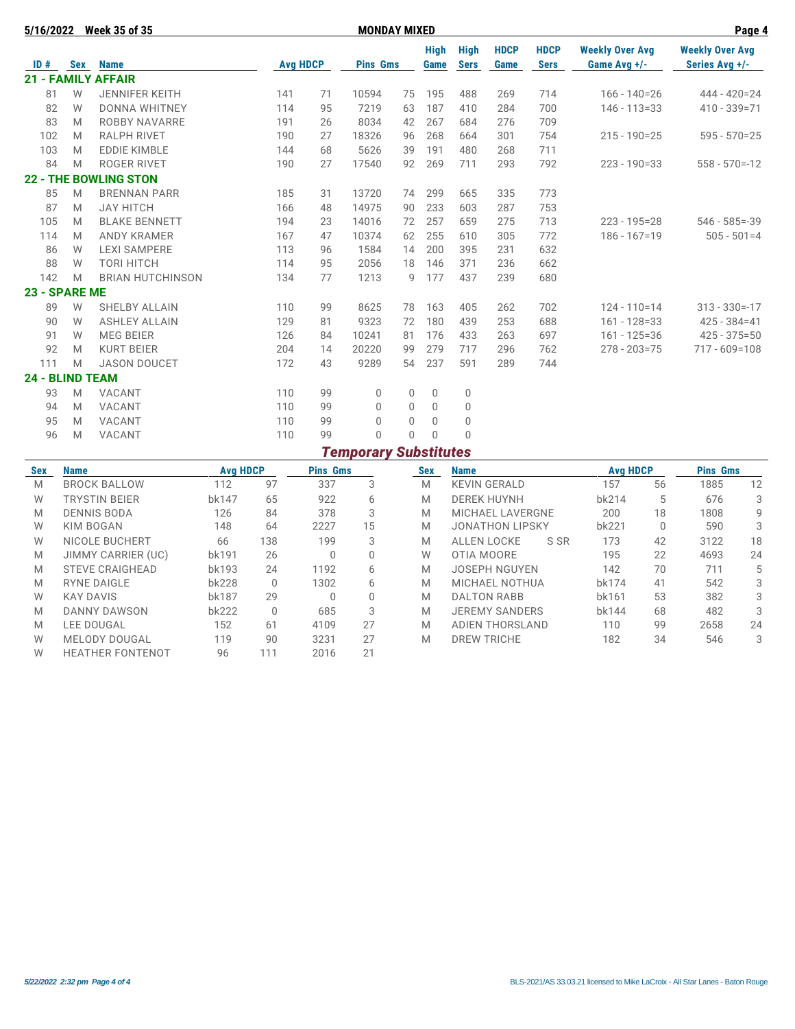**5/16/2022 Week 35 of 35** **MONDAY MIXED**

| ID # | Sex | Name | Avg | HDCP | Pins | Gms | High Game | High Sers | HDCP Game | HDCP Sers | Weekly Over Avg Game Avg +/- | Weekly Over Avg Series Avg +/- |
|---|---|---|---|---|---|---|---|---|---|---|---|---|
| **21 - FAMILY AFFAIR** | | | | | | | | | | | | |
| 81 | W | JENNIFER KEITH | 141 | 71 | 10594 | 75 | 195 | 488 | 269 | 714 | 166 - 140=26 | 444 - 420=24 |
| 82 | W | DONNA WHITNEY | 114 | 95 | 7219 | 63 | 187 | 410 | 284 | 700 | 146 - 113=33 | 410 - 339=71 |
| 83 | M | ROBBY NAVARRE | 191 | 26 | 8034 | 42 | 267 | 684 | 276 | 709 | | |
| 102 | M | RALPH RIVET | 190 | 27 | 18326 | 96 | 268 | 664 | 301 | 754 | 215 - 190=25 | 595 - 570=25 |
| 103 | M | EDDIE KIMBLE | 144 | 68 | 5626 | 39 | 191 | 480 | 268 | 711 | | |
| 84 | M | ROGER RIVET | 190 | 27 | 17540 | 92 | 269 | 711 | 293 | 792 | 223 - 190=33 | 558 - 570=-12 |
| **22 - THE BOWLING STON** | | | | | | | | | | | | |
| 85 | M | BRENNAN PARR | 185 | 31 | 13720 | 74 | 299 | 665 | 335 | 773 | | |
| 87 | M | JAY HITCH | 166 | 48 | 14975 | 90 | 233 | 603 | 287 | 753 | | |
| 105 | M | BLAKE BENNETT | 194 | 23 | 14016 | 72 | 257 | 659 | 275 | 713 | 223 - 195=28 | 546 - 585=-39 |
| 114 | M | ANDY KRAMER | 167 | 47 | 10374 | 62 | 255 | 610 | 305 | 772 | 186 - 167=19 | 505 - 501=4 |
| 86 | W | LEXI SAMPERE | 113 | 96 | 1584 | 14 | 200 | 395 | 231 | 632 | | |
| 88 | W | TORI HITCH | 114 | 95 | 2056 | 18 | 146 | 371 | 236 | 662 | | |
| 142 | M | BRIAN HUTCHINSON | 134 | 77 | 1213 | 9 | 177 | 437 | 239 | 680 | | |
| **23 - SPARE ME** | | | | | | | | | | | | |
| 89 | W | SHELBY ALLAIN | 110 | 99 | 8625 | 78 | 163 | 405 | 262 | 702 | 124 - 110=14 | 313 - 330=-17 |
| 90 | W | ASHLEY ALLAIN | 129 | 81 | 9323 | 72 | 180 | 439 | 253 | 688 | 161 - 128=33 | 425 - 384=41 |
| 91 | W | MEG BEIER | 126 | 84 | 10241 | 81 | 176 | 433 | 263 | 697 | 161 - 125=36 | 425 - 375=50 |
| 92 | M | KURT BEIER | 204 | 14 | 20220 | 99 | 279 | 717 | 296 | 762 | 278 - 203=75 | 717 - 609=108 |
| 111 | M | JASON DOUCET | 172 | 43 | 9289 | 54 | 237 | 591 | 289 | 744 | | |
| **24 - BLIND TEAM** | | | | | | | | | | | | |
| 93 | M | VACANT | 110 | 99 | 0 | 0 | 0 | 0 | | | | |
| 94 | M | VACANT | 110 | 99 | 0 | 0 | 0 | 0 | | | | |
| 95 | M | VACANT | 110 | 99 | 0 | 0 | 0 | 0 | | | | |
| 96 | M | VACANT | 110 | 99 | 0 | 0 | 0 | 0 | | | | |

## *Temporary Substitutes*

| Sex | Name | Avg | HDCP | Pins | Gms |
|---|---|---|---|---|---|
| M | BROCK BALLOW | 112 | 97 | 337 | 3 |
| W | TRYSTIN BEIER | bk147 | 65 | 922 | 6 |
| M | DENNIS BODA | 126 | 84 | 378 | 3 |
| W | KIM BOGAN | 148 | 64 | 2227 | 15 |
| W | NICOLE BUCHERT | 66 | 138 | 199 | 3 |
| M | JIMMY CARRIER (UC) | bk191 | 26 | 0 | 0 |
| M | STEVE CRAIGHEAD | bk193 | 24 | 1192 | 6 |
| M | RYNE DAIGLE | bk228 | 0 | 1302 | 6 |
| W | KAY DAVIS | bk187 | 29 | 0 | 0 |
| M | DANNY DAWSON | bk222 | 0 | 685 | 3 |
| M | LEE DOUGAL | 152 | 61 | 4109 | 27 |
| W | MELODY DOUGAL | 119 | 90 | 3231 | 27 |
| W | HEATHER FONTENOT | 96 | 111 | 2016 | 21 |
| M | KEVIN GERALD | 157 | 56 | 1885 | 12 |
| M | DEREK HUYNH | bk214 | 5 | 676 | 3 |
| M | MICHAEL LAVERGNE | 200 | 18 | 1808 | 9 |
| M | JONATHON LIPSKY | bk221 | 0 | 590 | 3 |
| M | ALLEN LOCKE S SR | 173 | 42 | 3122 | 18 |
| W | OTIA MOORE | 195 | 22 | 4693 | 24 |
| M | JOSEPH NGUYEN | 142 | 70 | 711 | 5 |
| M | MICHAEL NOTHUA | bk174 | 41 | 542 | 3 |
| M | DALTON RABB | bk161 | 53 | 382 | 3 |
| M | JEREMY SANDERS | bk144 | 68 | 482 | 3 |
| M | ADIEN THORSLAND | 110 | 99 | 2658 | 24 |
| M | DREW TRICHE | 182 | 34 | 546 | 3 |